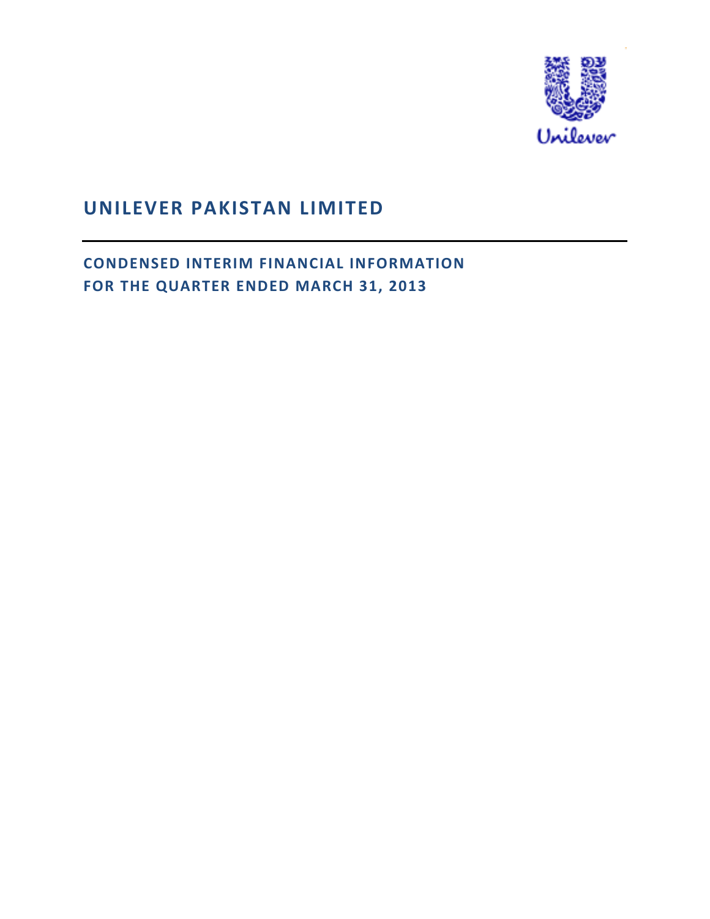Unilever

# UNILEVER PAKISTAN LIMITED

## CONDENSED INTERIM FINANCIAL INFORMATION
## FOR THE QUARTER ENDED MARCH 31, 2013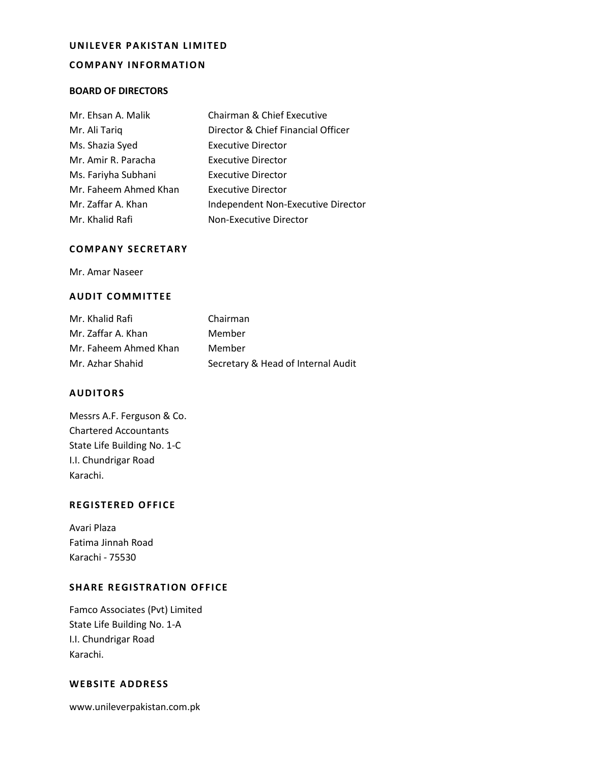# UNILEVER PAKISTAN LIMITED

## COMPANY INFORMATION

### BOARD OF DIRECTORS

| | |
|---|---|
| Mr. Ehsan A. Malik | Chairman & Chief Executive |
| Mr. Ali Tariq | Director & Chief Financial Officer |
| Ms. Shazia Syed | Executive Director |
| Mr. Amir R. Paracha | Executive Director |
| Ms. Fariyha Subhani | Executive Director |
| Mr. Faheem Ahmed Khan | Executive Director |
| Mr. Zaffar A. Khan | Independent Non-Executive Director |
| Mr. Khalid Rafi | Non-Executive Director |

### COMPANY SECRETARY

Mr. Amar Naseer

### AUDIT COMMITTEE

| | |
|---|---|
| Mr. Khalid Rafi | Chairman |
| Mr. Zaffar A. Khan | Member |
| Mr. Faheem Ahmed Khan | Member |
| Mr. Azhar Shahid | Secretary & Head of Internal Audit |

### AUDITORS

Messrs A.F. Ferguson & Co.  
Chartered Accountants  
State Life Building No. 1-C  
I.I. Chundrigar Road  
Karachi.

### REGISTERED OFFICE

Avari Plaza  
Fatima Jinnah Road  
Karachi - 75530

### SHARE REGISTRATION OFFICE

Famco Associates (Pvt) Limited  
State Life Building No. 1-A  
I.I. Chundrigar Road  
Karachi.

### WEBSITE ADDRESS

www.unileverpakistan.com.pk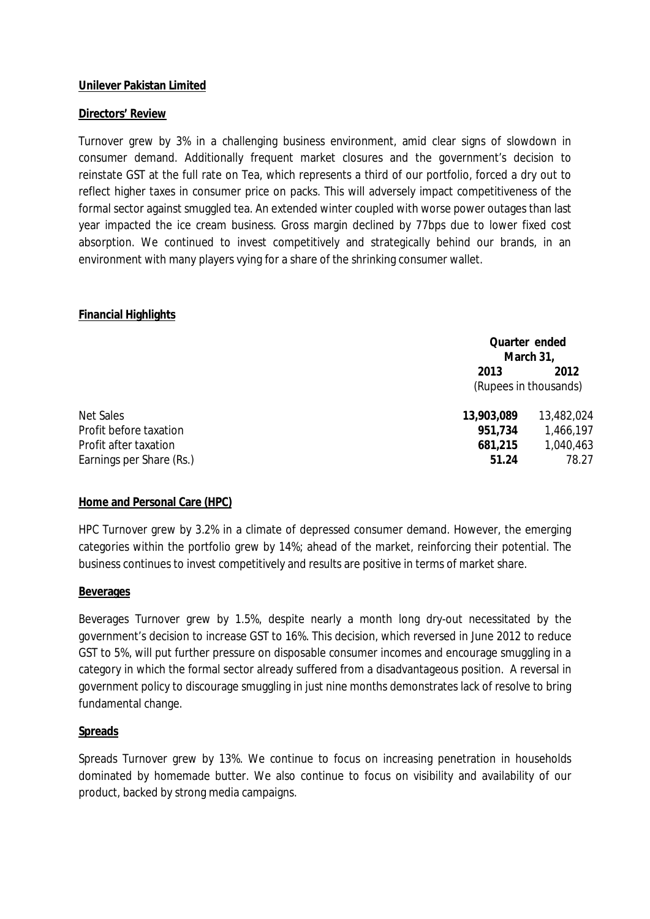**Unilever Pakistan Limited**

**Directors' Review**

Turnover grew by 3% in a challenging business environment, amid clear signs of slowdown in consumer demand. Additionally frequent market closures and the government's decision to reinstate GST at the full rate on Tea, which represents a third of our portfolio, forced a dry out to reflect higher taxes in consumer price on packs. This will adversely impact competitiveness of the formal sector against smuggled tea. An extended winter coupled with worse power outages than last year impacted the ice cream business. Gross margin declined by 77bps due to lower fixed cost absorption. We continued to invest competitively and strategically behind our brands, in an environment with many players vying for a share of the shrinking consumer wallet.

**Financial Highlights**

| | Quarter ended March 31, | |
|---|---|---|
| | **2013** | **2012** |
| | (Rupees in thousands) | |
| Net Sales | **13,903,089** | 13,482,024 |
| Profit before taxation | **951,734** | 1,466,197 |
| Profit after taxation | **681,215** | 1,040,463 |
| Earnings per Share (Rs.) | **51.24** | 78.27 |

**Home and Personal Care (HPC)**

HPC Turnover grew by 3.2% in a climate of depressed consumer demand. However, the emerging categories within the portfolio grew by 14%; ahead of the market, reinforcing their potential. The business continues to invest competitively and results are positive in terms of market share.

**Beverages**

Beverages Turnover grew by 1.5%, despite nearly a month long dry-out necessitated by the government's decision to increase GST to 16%. This decision, which reversed in June 2012 to reduce GST to 5%, will put further pressure on disposable consumer incomes and encourage smuggling in a category in which the formal sector already suffered from a disadvantageous position. A reversal in government policy to discourage smuggling in just nine months demonstrates lack of resolve to bring fundamental change.

**Spreads**

Spreads Turnover grew by 13%. We continue to focus on increasing penetration in households dominated by homemade butter. We also continue to focus on visibility and availability of our product, backed by strong media campaigns.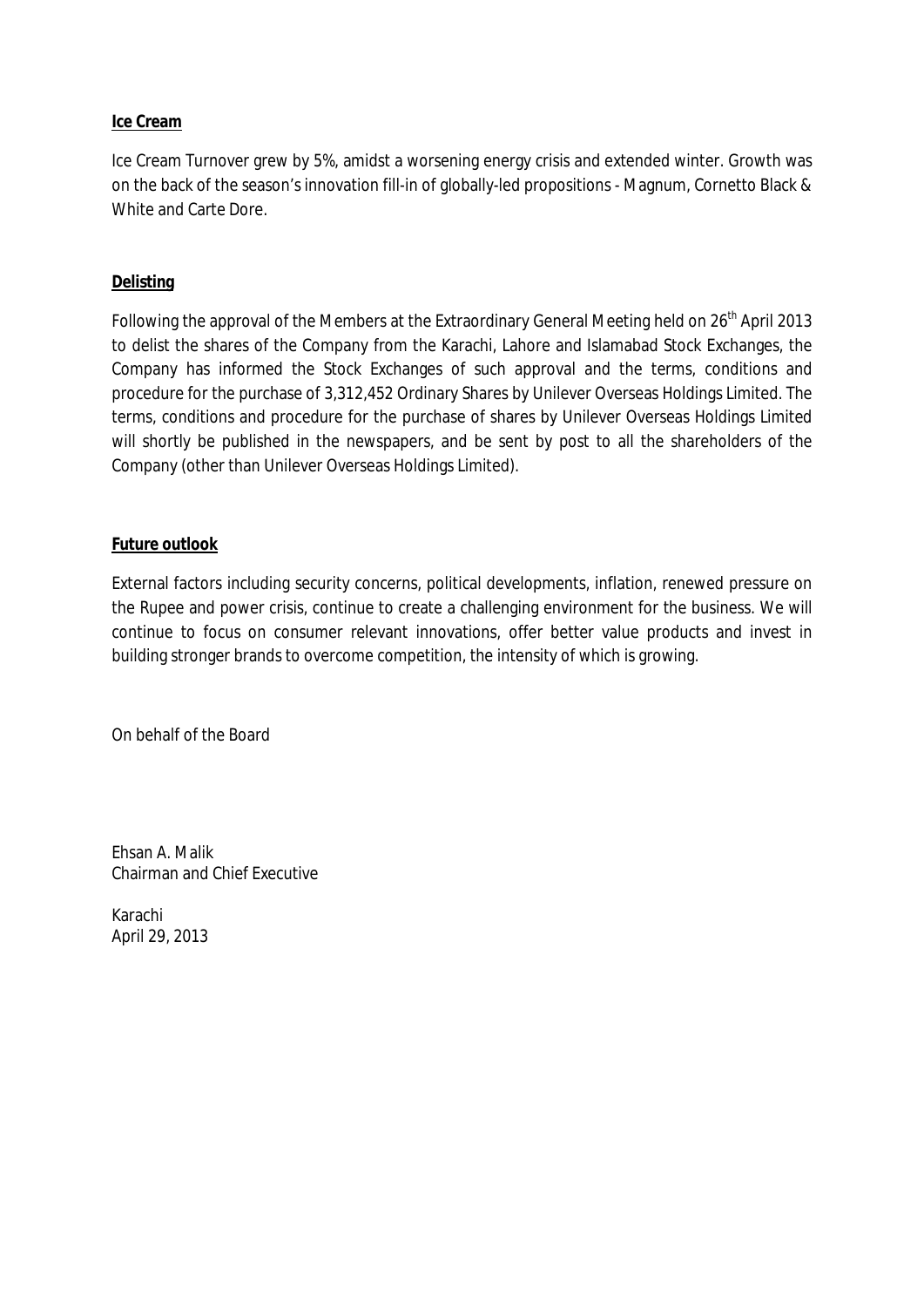**Ice Cream**

Ice Cream Turnover grew by 5%, amidst a worsening energy crisis and extended winter. Growth was on the back of the season's innovation fill-in of globally-led propositions - Magnum, Cornetto Black & White and Carte Dore.

**Delisting**

Following the approval of the Members at the Extraordinary General Meeting held on 26th April 2013 to delist the shares of the Company from the Karachi, Lahore and Islamabad Stock Exchanges, the Company has informed the Stock Exchanges of such approval and the terms, conditions and procedure for the purchase of 3,312,452 Ordinary Shares by Unilever Overseas Holdings Limited. The terms, conditions and procedure for the purchase of shares by Unilever Overseas Holdings Limited will shortly be published in the newspapers, and be sent by post to all the shareholders of the Company (other than Unilever Overseas Holdings Limited).

**Future outlook**

External factors including security concerns, political developments, inflation, renewed pressure on the Rupee and power crisis, continue to create a challenging environment for the business. We will continue to focus on consumer relevant innovations, offer better value products and invest in building stronger brands to overcome competition, the intensity of which is growing.

On behalf of the Board

Ehsan A. Malik
Chairman and Chief Executive

Karachi
April 29, 2013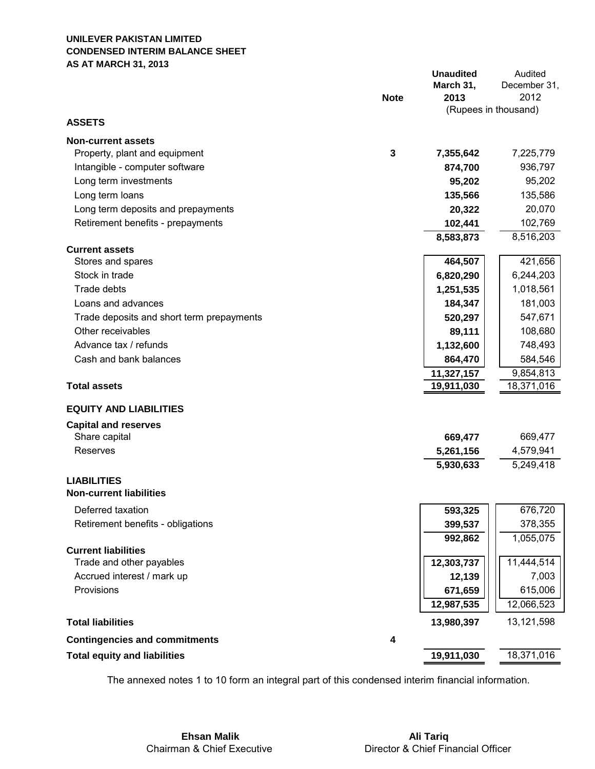**UNILEVER PAKISTAN LIMITED**
**CONDENSED INTERIM BALANCE SHEET**
**AS AT MARCH 31, 2013**

| | Note | **Unaudited March 31, 2013** | Audited December 31, 2012 |
|---|---|---|---|
| | | (Rupees in thousand) | |
| **ASSETS** | | | |
| **Non-current assets** | | | |
| Property, plant and equipment | 3 | **7,355,642** | 7,225,779 |
| Intangible - computer software | | **874,700** | 936,797 |
| Long term investments | | **95,202** | 95,202 |
| Long term loans | | **135,566** | 135,586 |
| Long term deposits and prepayments | | **20,322** | 20,070 |
| Retirement benefits - prepayments | | **102,441** | 102,769 |
| | | **8,583,873** | 8,516,203 |
| **Current assets** | | | |
| Stores and spares | | **464,507** | 421,656 |
| Stock in trade | | **6,820,290** | 6,244,203 |
| Trade debts | | **1,251,535** | 1,018,561 |
| Loans and advances | | **184,347** | 181,003 |
| Trade deposits and short term prepayments | | **520,297** | 547,671 |
| Other receivables | | **89,111** | 108,680 |
| Advance tax / refunds | | **1,132,600** | 748,493 |
| Cash and bank balances | | **864,470** | 584,546 |
| | | **11,327,157** | 9,854,813 |
| **Total assets** | | **19,911,030** | 18,371,016 |
| **EQUITY AND LIABILITIES** | | | |
| **Capital and reserves** | | | |
| Share capital | | **669,477** | 669,477 |
| Reserves | | **5,261,156** | 4,579,941 |
| | | **5,930,633** | 5,249,418 |
| **LIABILITIES** | | | |
| **Non-current liabilities** | | | |
| Deferred taxation | | **593,325** | 676,720 |
| Retirement benefits - obligations | | **399,537** | 378,355 |
| | | **992,862** | 1,055,075 |
| **Current liabilities** | | | |
| Trade and other payables | | **12,303,737** | 11,444,514 |
| Accrued interest / mark up | | **12,139** | 7,003 |
| Provisions | | **671,659** | 615,006 |
| | | **12,987,535** | 12,066,523 |
| **Total liabilities** | | **13,980,397** | 13,121,598 |
| **Contingencies and commitments** | 4 | | |
| **Total equity and liabilities** | | **19,911,030** | 18,371,016 |

The annexed notes 1 to 10 form an integral part of this condensed interim financial information.

**Ehsan Malik**
Chairman & Chief Executive

**Ali Tariq**
Director & Chief Financial Officer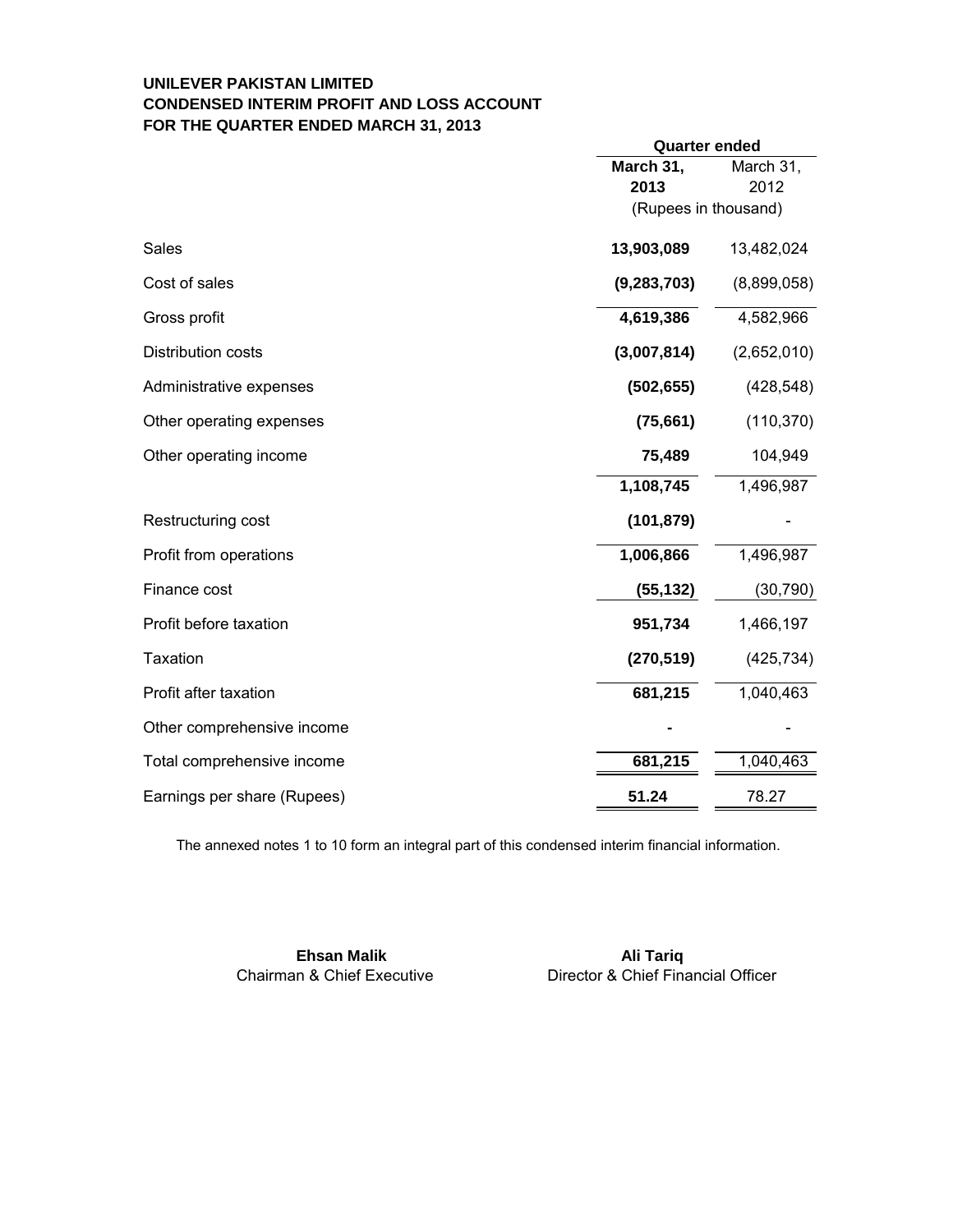**UNILEVER PAKISTAN LIMITED**
**CONDENSED INTERIM PROFIT AND LOSS ACCOUNT**
**FOR THE QUARTER ENDED MARCH 31, 2013**

| | Quarter ended | |
|---|---|---|
| | **March 31, 2013** | March 31, 2012 |
| | (Rupees in thousand) | |
| Sales | **13,903,089** | 13,482,024 |
| Cost of sales | **(9,283,703)** | (8,899,058) |
| Gross profit | **4,619,386** | 4,582,966 |
| Distribution costs | **(3,007,814)** | (2,652,010) |
| Administrative expenses | **(502,655)** | (428,548) |
| Other operating expenses | **(75,661)** | (110,370) |
| Other operating income | **75,489** | 104,949 |
| | **1,108,745** | 1,496,987 |
| Restructuring cost | **(101,879)** | - |
| Profit from operations | **1,006,866** | 1,496,987 |
| Finance cost | **(55,132)** | (30,790) |
| Profit before taxation | **951,734** | 1,466,197 |
| Taxation | **(270,519)** | (425,734) |
| Profit after taxation | **681,215** | 1,040,463 |
| Other comprehensive income | **-** | - |
| Total comprehensive income | **681,215** | 1,040,463 |
| Earnings per share (Rupees) | **51.24** | 78.27 |

The annexed notes 1 to 10 form an integral part of this condensed interim financial information.

**Ehsan Malik**
Chairman & Chief Executive

**Ali Tariq**
Director & Chief Financial Officer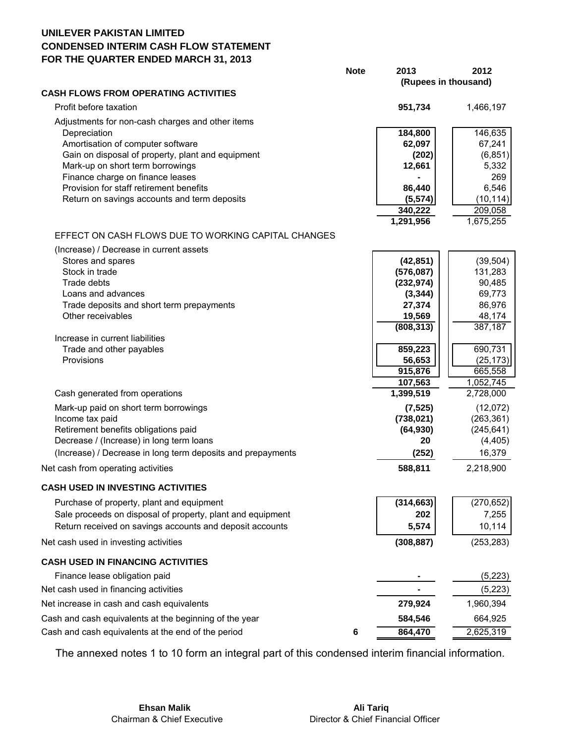# UNILEVER PAKISTAN LIMITED
## CONDENSED INTERIM CASH FLOW STATEMENT
## FOR THE QUARTER ENDED MARCH 31, 2013

| | Note | 2013 | 2012 |
|---|---|---|---|
| | | (Rupees in thousand) | |
| **CASH FLOWS FROM OPERATING ACTIVITIES** | | | |
| Profit before taxation | | **951,734** | 1,466,197 |
| Adjustments for non-cash charges and other items | | | |
| Depreciation | | **184,800** | 146,635 |
| Amortisation of computer software | | **62,097** | 67,241 |
| Gain on disposal of property, plant and equipment | | **(202)** | (6,851) |
| Mark-up on short term borrowings | | **12,661** | 5,332 |
| Finance charge on finance leases | | **-** | 269 |
| Provision for staff retirement benefits | | **86,440** | 6,546 |
| Return on savings accounts and term deposits | | **(5,574)** | (10,114) |
| | | **340,222** | 209,058 |
| | | **1,291,956** | 1,675,255 |
| EFFECT ON CASH FLOWS DUE TO WORKING CAPITAL CHANGES | | | |
| (Increase) / Decrease in current assets | | | |
| Stores and spares | | **(42,851)** | (39,504) |
| Stock in trade | | **(576,087)** | 131,283 |
| Trade debts | | **(232,974)** | 90,485 |
| Loans and advances | | **(3,344)** | 69,773 |
| Trade deposits and short term prepayments | | **27,374** | 86,976 |
| Other receivables | | **19,569** | 48,174 |
| | | **(808,313)** | 387,187 |
| Increase in current liabilities | | | |
| Trade and other payables | | **859,223** | 690,731 |
| Provisions | | **56,653** | (25,173) |
| | | **915,876** | 665,558 |
| | | **107,563** | 1,052,745 |
| Cash generated from operations | | **1,399,519** | 2,728,000 |
| Mark-up paid on short term borrowings | | **(7,525)** | (12,072) |
| Income tax paid | | **(738,021)** | (263,361) |
| Retirement benefits obligations paid | | **(64,930)** | (245,641) |
| Decrease / (Increase) in long term loans | | **20** | (4,405) |
| (Increase) / Decrease in long term deposits and prepayments | | **(252)** | 16,379 |
| Net cash from operating activities | | **588,811** | 2,218,900 |
| **CASH USED IN INVESTING ACTIVITIES** | | | |
| Purchase of property, plant and equipment | | **(314,663)** | (270,652) |
| Sale proceeds on disposal of property, plant and equipment | | **202** | 7,255 |
| Return received on savings accounts and deposit accounts | | **5,574** | 10,114 |
| Net cash used in investing activities | | **(308,887)** | (253,283) |
| **CASH USED IN FINANCING ACTIVITIES** | | | |
| Finance lease obligation paid | | **-** | (5,223) |
| Net cash used in financing activities | | **-** | (5,223) |
| Net increase in cash and cash equivalents | | **279,924** | 1,960,394 |
| Cash and cash equivalents at the beginning of the year | | **584,546** | 664,925 |
| Cash and cash equivalents at the end of the period | 6 | **864,470** | 2,625,319 |

The annexed notes 1 to 10 form an integral part of this condensed interim financial information.

**Ehsan Malik**
Chairman & Chief Executive

**Ali Tariq**
Director & Chief Financial Officer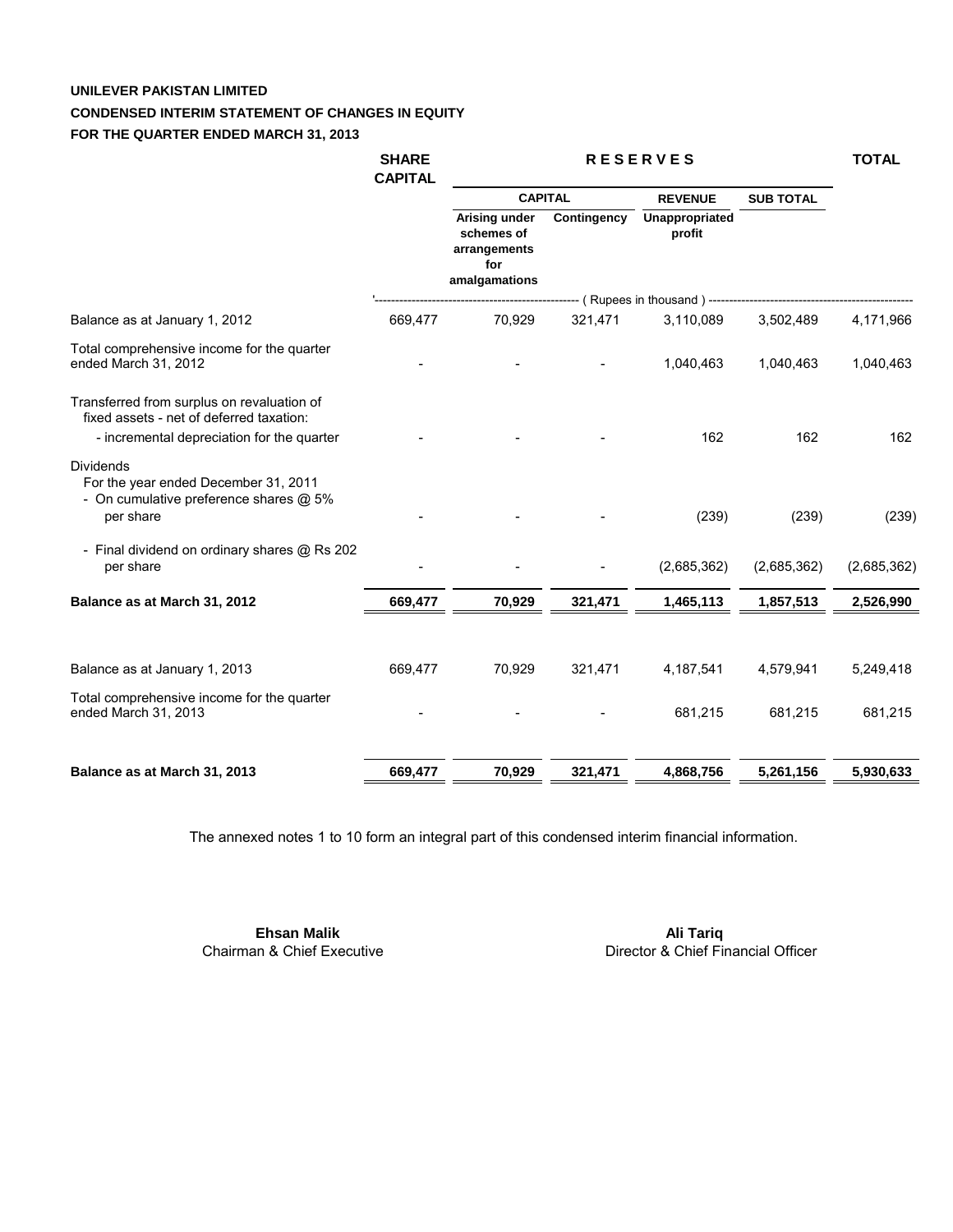**UNILEVER PAKISTAN LIMITED**

**CONDENSED INTERIM STATEMENT OF CHANGES IN EQUITY**

**FOR THE QUARTER ENDED MARCH 31, 2013**

| | SHARE CAPITAL | RESERVES | | | | TOTAL |
|---|---|---|---|---|---|---|
| | | CAPITAL | | REVENUE | SUB TOTAL | |
| | | Arising under schemes of arrangements for amalgamations | Contingency | Unappropriated profit | | |
| | ( Rupees in thousand ) | | | | | |
| Balance as at January 1, 2012 | 669,477 | 70,929 | 321,471 | 3,110,089 | 3,502,489 | 4,171,966 |
| Total comprehensive income for the quarter ended March 31, 2012 | - | - | - | 1,040,463 | 1,040,463 | 1,040,463 |
| Transferred from surplus on revaluation of fixed assets - net of deferred taxation: | | | | | | |
| - incremental depreciation for the quarter | - | - | - | 162 | 162 | 162 |
| Dividends<br>For the year ended December 31, 2011<br>- On cumulative preference shares @ 5% per share | - | - | - | (239) | (239) | (239) |
| - Final dividend on ordinary shares @ Rs 202 per share | - | - | - | (2,685,362) | (2,685,362) | (2,685,362) |
| **Balance as at March 31, 2012** | **669,477** | **70,929** | **321,471** | **1,465,113** | **1,857,513** | **2,526,990** |
| Balance as at January 1, 2013 | 669,477 | 70,929 | 321,471 | 4,187,541 | 4,579,941 | 5,249,418 |
| Total comprehensive income for the quarter ended March 31, 2013 | - | - | - | 681,215 | 681,215 | 681,215 |
| **Balance as at March 31, 2013** | **669,477** | **70,929** | **321,471** | **4,868,756** | **5,261,156** | **5,930,633** |

The annexed notes 1 to 10 form an integral part of this condensed interim financial information.

**Ehsan Malik**
Chairman & Chief Executive

**Ali Tariq**
Director & Chief Financial Officer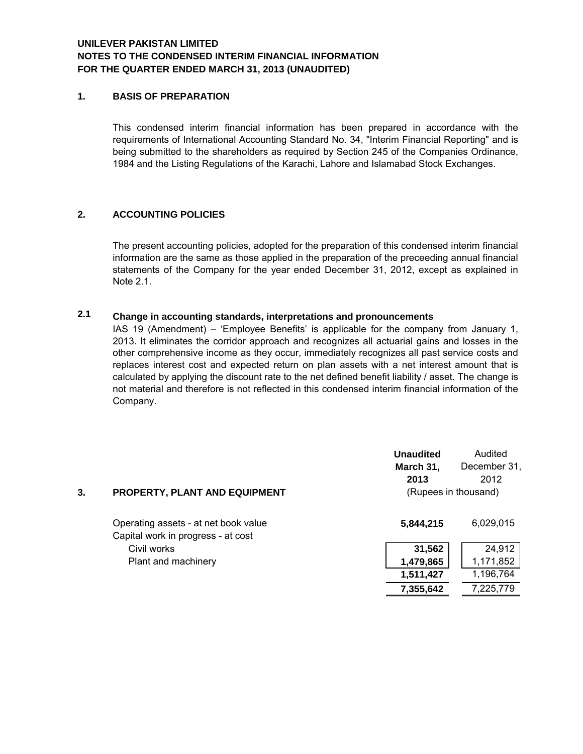**UNILEVER PAKISTAN LIMITED**
**NOTES TO THE CONDENSED INTERIM FINANCIAL INFORMATION**
**FOR THE QUARTER ENDED MARCH 31, 2013 (UNAUDITED)**

## 1. BASIS OF PREPARATION

This condensed interim financial information has been prepared in accordance with the requirements of International Accounting Standard No. 34, "Interim Financial Reporting" and is being submitted to the shareholders as required by Section 245 of the Companies Ordinance, 1984 and the Listing Regulations of the Karachi, Lahore and Islamabad Stock Exchanges.

## 2. ACCOUNTING POLICIES

The present accounting policies, adopted for the preparation of this condensed interim financial information are the same as those applied in the preparation of the preceeding annual financial statements of the Company for the year ended December 31, 2012, except as explained in Note 2.1.

### 2.1 Change in accounting standards, interpretations and pronouncements

IAS 19 (Amendment) – 'Employee Benefits' is applicable for the company from January 1, 2013. It eliminates the corridor approach and recognizes all actuarial gains and losses in the other comprehensive income as they occur, immediately recognizes all past service costs and replaces interest cost and expected return on plan assets with a net interest amount that is calculated by applying the discount rate to the net defined benefit liability / asset. The change is not material and therefore is not reflected in this condensed interim financial information of the Company.

## 3. PROPERTY, PLANT AND EQUIPMENT

| | **Unaudited March 31, 2013** | Audited December 31, 2012 |
|---|---|---|
| | (Rupees in thousand) | |
| Operating assets - at net book value | **5,844,215** | 6,029,015 |
| Capital work in progress - at cost | | |
| Civil works | **31,562** | 24,912 |
| Plant and machinery | **1,479,865** | 1,171,852 |
| | **1,511,427** | 1,196,764 |
| | **7,355,642** | 7,225,779 |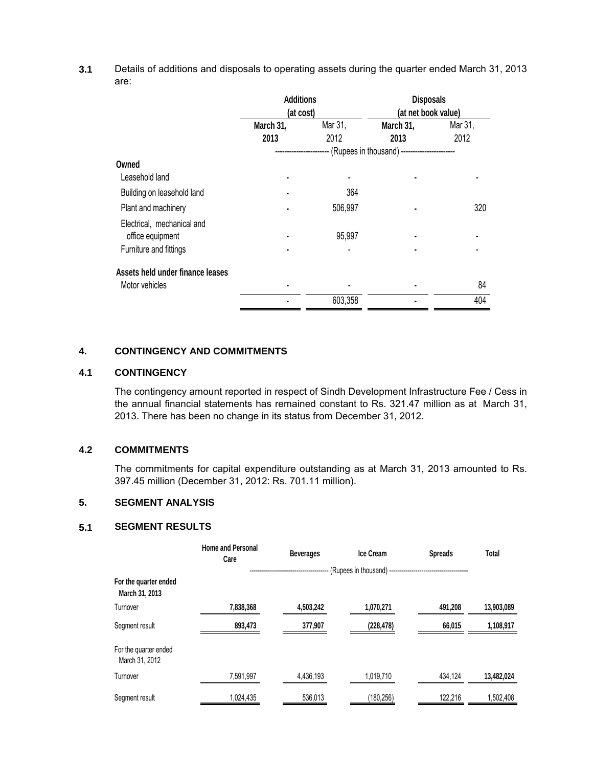**3.1** Details of additions and disposals to operating assets during the quarter ended March 31, 2013 are:

| | Additions (at cost) | | Disposals (at net book value) | |
|---|---|---|---|---|
| | March 31, 2013 | Mar 31, 2012 | March 31, 2013 | Mar 31, 2012 |
| | (Rupees in thousand) | | | |
| **Owned** | | | | |
| Leasehold land | - | - | - | - |
| Building on leasehold land | - | 364 | | |
| Plant and machinery | - | 506,997 | - | 320 |
| Electrical, mechanical and office equipment | - | 95,997 | - | - |
| Furniture and fittings | - | - | - | - |
| **Assets held under finance leases** | | | | |
| Motor vehicles | - | - | - | 84 |
| | - | 603,358 | - | 404 |

## 4. CONTINGENCY AND COMMITMENTS

### 4.1 CONTINGENCY

The contingency amount reported in respect of Sindh Development Infrastructure Fee / Cess in the annual financial statements has remained constant to Rs. 321.47 million as at March 31, 2013. There has been no change in its status from December 31, 2012.

### 4.2 COMMITMENTS

The commitments for capital expenditure outstanding as at March 31, 2013 amounted to Rs. 397.45 million (December 31, 2012: Rs. 701.11 million).

## 5. SEGMENT ANALYSIS

### 5.1 SEGMENT RESULTS

| | Home and Personal Care | Beverages | Ice Cream | Spreads | Total |
|---|---|---|---|---|---|
| | (Rupees in thousand) | | | | |
| **For the quarter ended March 31, 2013** | | | | | |
| Turnover | **7,838,368** | **4,503,242** | **1,070,271** | **491,208** | **13,903,089** |
| Segment result | **893,473** | **377,907** | **(228,478)** | **66,015** | **1,108,917** |
| For the quarter ended March 31, 2012 | | | | | |
| Turnover | 7,591,997 | 4,436,193 | 1,019,710 | 434,124 | **13,482,024** |
| Segment result | 1,024,435 | 536,013 | (180,256) | 122,216 | 1,502,408 |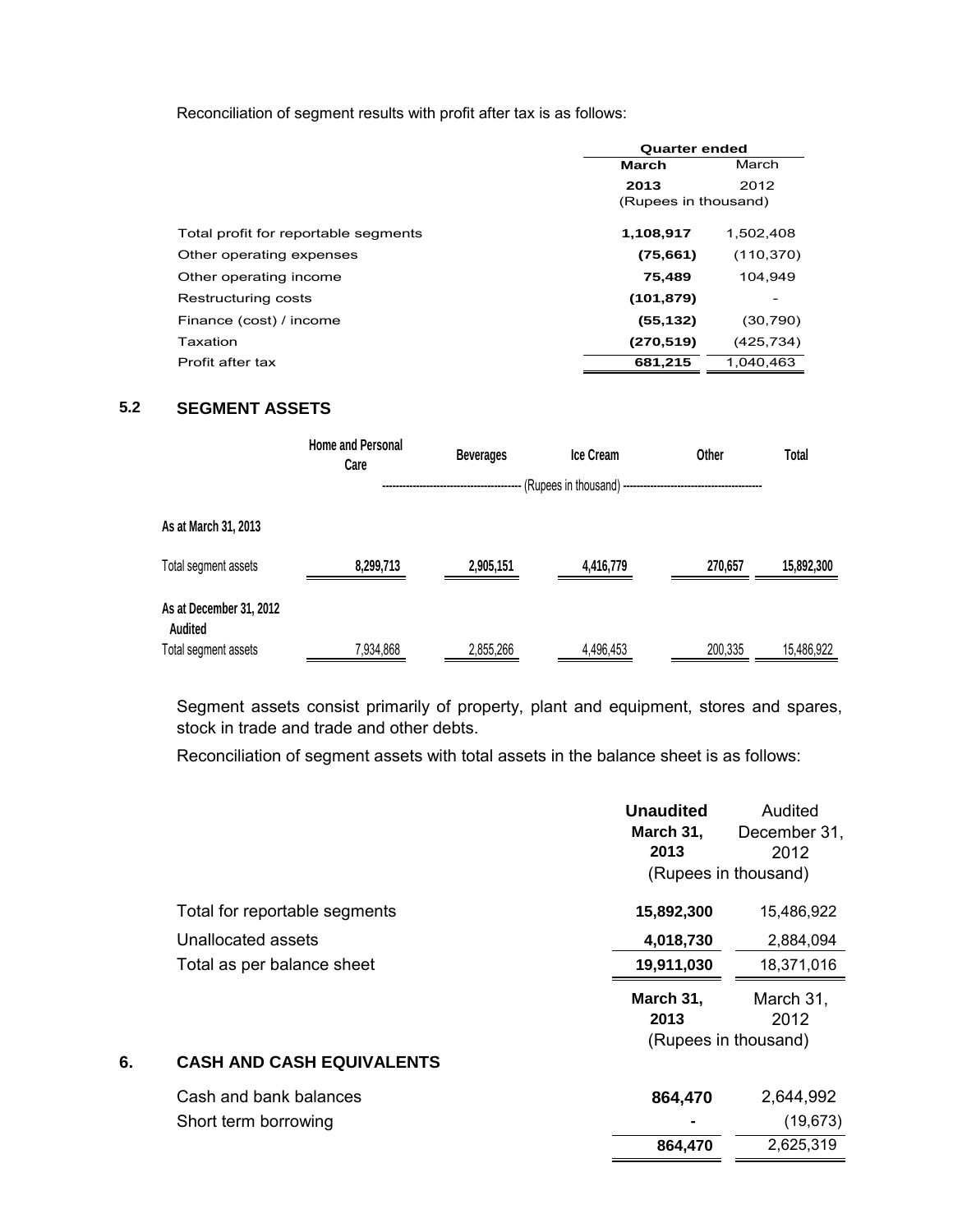Reconciliation of segment results with profit after tax is as follows:

| | Quarter ended | |
|---|---|---|
| | **March** | March |
| | **2013** | 2012 |
| | (Rupees in thousand) | |
| Total profit for reportable segments | **1,108,917** | 1,502,408 |
| Other operating expenses | **(75,661)** | (110,370) |
| Other operating income | **75,489** | 104,949 |
| Restructuring costs | **(101,879)** | - |
| Finance (cost) / income | **(55,132)** | (30,790) |
| Taxation | **(270,519)** | (425,734) |
| Profit after tax | **681,215** | 1,040,463 |

## 5.2 SEGMENT ASSETS

| | Home and Personal Care | Beverages | Ice Cream | Other | Total |
|---|---|---|---|---|---|
| | (Rupees in thousand) | | | | |
| **As at March 31, 2013** | | | | | |
| Total segment assets | **8,299,713** | **2,905,151** | **4,416,779** | **270,657** | **15,892,300** |
| **As at December 31, 2012 Audited** | | | | | |
| Total segment assets | 7,934,868 | 2,855,266 | 4,496,453 | 200,335 | 15,486,922 |

Segment assets consist primarily of property, plant and equipment, stores and spares, stock in trade and trade and other debts.

Reconciliation of segment assets with total assets in the balance sheet is as follows:

| | **Unaudited March 31, 2013** | Audited December 31, 2012 |
|---|---|---|
| | (Rupees in thousand) | |
| Total for reportable segments | **15,892,300** | 15,486,922 |
| Unallocated assets | **4,018,730** | 2,884,094 |
| Total as per balance sheet | **19,911,030** | 18,371,016 |

## 6. CASH AND CASH EQUIVALENTS

| | **March 31, 2013** | March 31, 2012 |
|---|---|---|
| | (Rupees in thousand) | |
| Cash and bank balances | **864,470** | 2,644,992 |
| Short term borrowing | **-** | (19,673) |
| | **864,470** | 2,625,319 |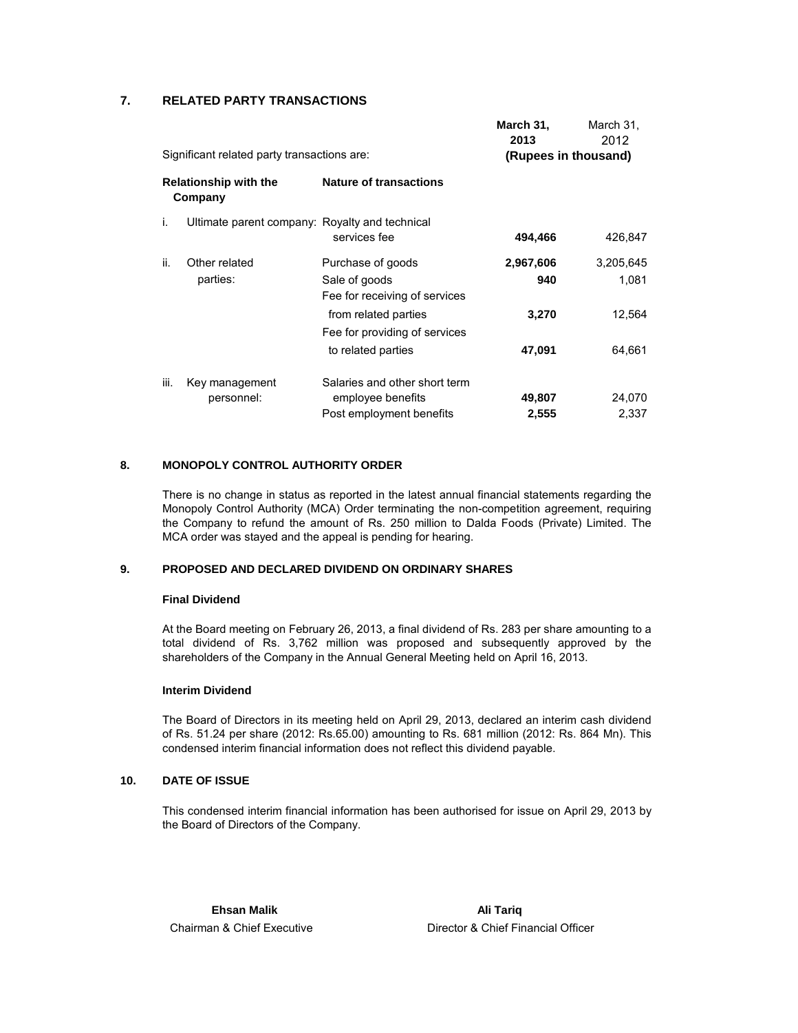## 7. RELATED PARTY TRANSACTIONS

| Significant related party transactions are: | | **March 31, 2013** | March 31, 2012 |
|---|---|---|---|
| | | **(Rupees in thousand)** | |
| **Relationship with the Company** | **Nature of transactions** | | |
| i. Ultimate parent company: | Royalty and technical services fee | **494,466** | 426,847 |
| ii. Other related parties: | Purchase of goods | **2,967,606** | 3,205,645 |
| | Sale of goods | **940** | 1,081 |
| | Fee for receiving of services from related parties | **3,270** | 12,564 |
| | Fee for providing of services to related parties | **47,091** | 64,661 |
| iii. Key management personnel: | Salaries and other short term employee benefits | **49,807** | 24,070 |
| | Post employment benefits | **2,555** | 2,337 |

## 8. MONOPOLY CONTROL AUTHORITY ORDER

There is no change in status as reported in the latest annual financial statements regarding the Monopoly Control Authority (MCA) Order terminating the non-competition agreement, requiring the Company to refund the amount of Rs. 250 million to Dalda Foods (Private) Limited. The MCA order was stayed and the appeal is pending for hearing.

## 9. PROPOSED AND DECLARED DIVIDEND ON ORDINARY SHARES

**Final Dividend**

At the Board meeting on February 26, 2013, a final dividend of Rs. 283 per share amounting to a total dividend of Rs. 3,762 million was proposed and subsequently approved by the shareholders of the Company in the Annual General Meeting held on April 16, 2013.

**Interim Dividend**

The Board of Directors in its meeting held on April 29, 2013, declared an interim cash dividend of Rs. 51.24 per share (2012: Rs.65.00) amounting to Rs. 681 million (2012: Rs. 864 Mn). This condensed interim financial information does not reflect this dividend payable.

## 10. DATE OF ISSUE

This condensed interim financial information has been authorised for issue on April 29, 2013 by the Board of Directors of the Company.

**Ehsan Malik**
Chairman & Chief Executive

**Ali Tariq**
Director & Chief Financial Officer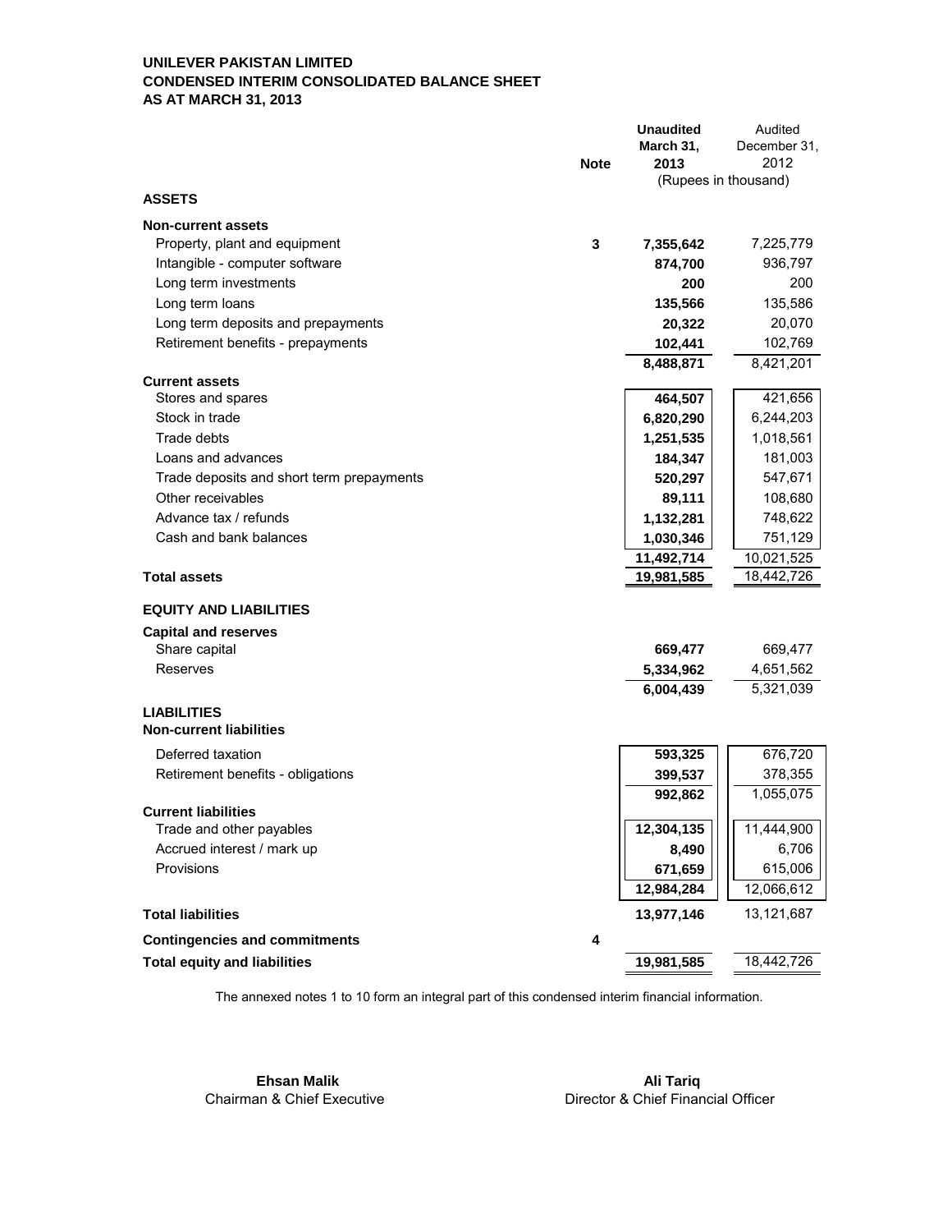**UNILEVER PAKISTAN LIMITED**
**CONDENSED INTERIM CONSOLIDATED BALANCE SHEET**
**AS AT MARCH 31, 2013**

| | Note | Unaudited March 31, 2013 | Audited December 31, 2012 |
|---|---|---|---|
| | | (Rupees in thousand) | |
| **ASSETS** | | | |
| **Non-current assets** | | | |
| Property, plant and equipment | 3 | 7,355,642 | 7,225,779 |
| Intangible - computer software | | 874,700 | 936,797 |
| Long term investments | | 200 | 200 |
| Long term loans | | 135,566 | 135,586 |
| Long term deposits and prepayments | | 20,322 | 20,070 |
| Retirement benefits - prepayments | | 102,441 | 102,769 |
| | | 8,488,871 | 8,421,201 |
| **Current assets** | | | |
| Stores and spares | | 464,507 | 421,656 |
| Stock in trade | | 6,820,290 | 6,244,203 |
| Trade debts | | 1,251,535 | 1,018,561 |
| Loans and advances | | 184,347 | 181,003 |
| Trade deposits and short term prepayments | | 520,297 | 547,671 |
| Other receivables | | 89,111 | 108,680 |
| Advance tax / refunds | | 1,132,281 | 748,622 |
| Cash and bank balances | | 1,030,346 | 751,129 |
| | | 11,492,714 | 10,021,525 |
| **Total assets** | | 19,981,585 | 18,442,726 |
| **EQUITY AND LIABILITIES** | | | |
| **Capital and reserves** | | | |
| Share capital | | 669,477 | 669,477 |
| Reserves | | 5,334,962 | 4,651,562 |
| | | 6,004,439 | 5,321,039 |
| **LIABILITIES** | | | |
| **Non-current liabilities** | | | |
| Deferred taxation | | 593,325 | 676,720 |
| Retirement benefits - obligations | | 399,537 | 378,355 |
| | | 992,862 | 1,055,075 |
| **Current liabilities** | | | |
| Trade and other payables | | 12,304,135 | 11,444,900 |
| Accrued interest / mark up | | 8,490 | 6,706 |
| Provisions | | 671,659 | 615,006 |
| | | 12,984,284 | 12,066,612 |
| **Total liabilities** | | 13,977,146 | 13,121,687 |
| **Contingencies and commitments** | 4 | | |
| **Total equity and liabilities** | | 19,981,585 | 18,442,726 |

The annexed notes 1 to 10 form an integral part of this condensed interim financial information.

**Ehsan Malik**
Chairman & Chief Executive

**Ali Tariq**
Director & Chief Financial Officer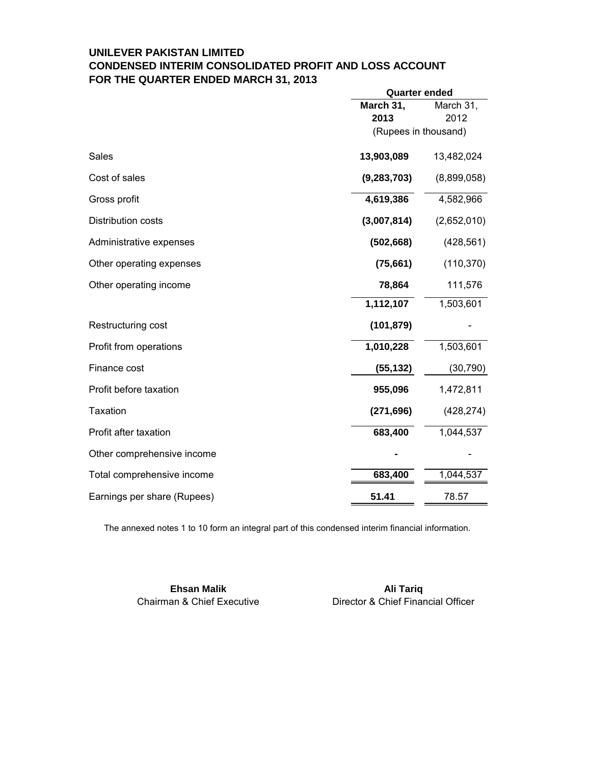# UNILEVER PAKISTAN LIMITED
## CONDENSED INTERIM CONSOLIDATED PROFIT AND LOSS ACCOUNT
## FOR THE QUARTER ENDED MARCH 31, 2013

| | Quarter ended | |
|---|---|---|
| | **March 31, 2013** | March 31, 2012 |
| | (Rupees in thousand) | |
| Sales | **13,903,089** | 13,482,024 |
| Cost of sales | **(9,283,703)** | (8,899,058) |
| Gross profit | **4,619,386** | 4,582,966 |
| Distribution costs | **(3,007,814)** | (2,652,010) |
| Administrative expenses | **(502,668)** | (428,561) |
| Other operating expenses | **(75,661)** | (110,370) |
| Other operating income | **78,864** | 111,576 |
| | **1,112,107** | 1,503,601 |
| Restructuring cost | **(101,879)** | - |
| Profit from operations | **1,010,228** | 1,503,601 |
| Finance cost | **(55,132)** | (30,790) |
| Profit before taxation | **955,096** | 1,472,811 |
| Taxation | **(271,696)** | (428,274) |
| Profit after taxation | **683,400** | 1,044,537 |
| Other comprehensive income | **-** | - |
| Total comprehensive income | **683,400** | 1,044,537 |
| Earnings per share (Rupees) | **51.41** | 78.57 |

The annexed notes 1 to 10 form an integral part of this condensed interim financial information.

**Ehsan Malik**
Chairman & Chief Executive

**Ali Tariq**
Director & Chief Financial Officer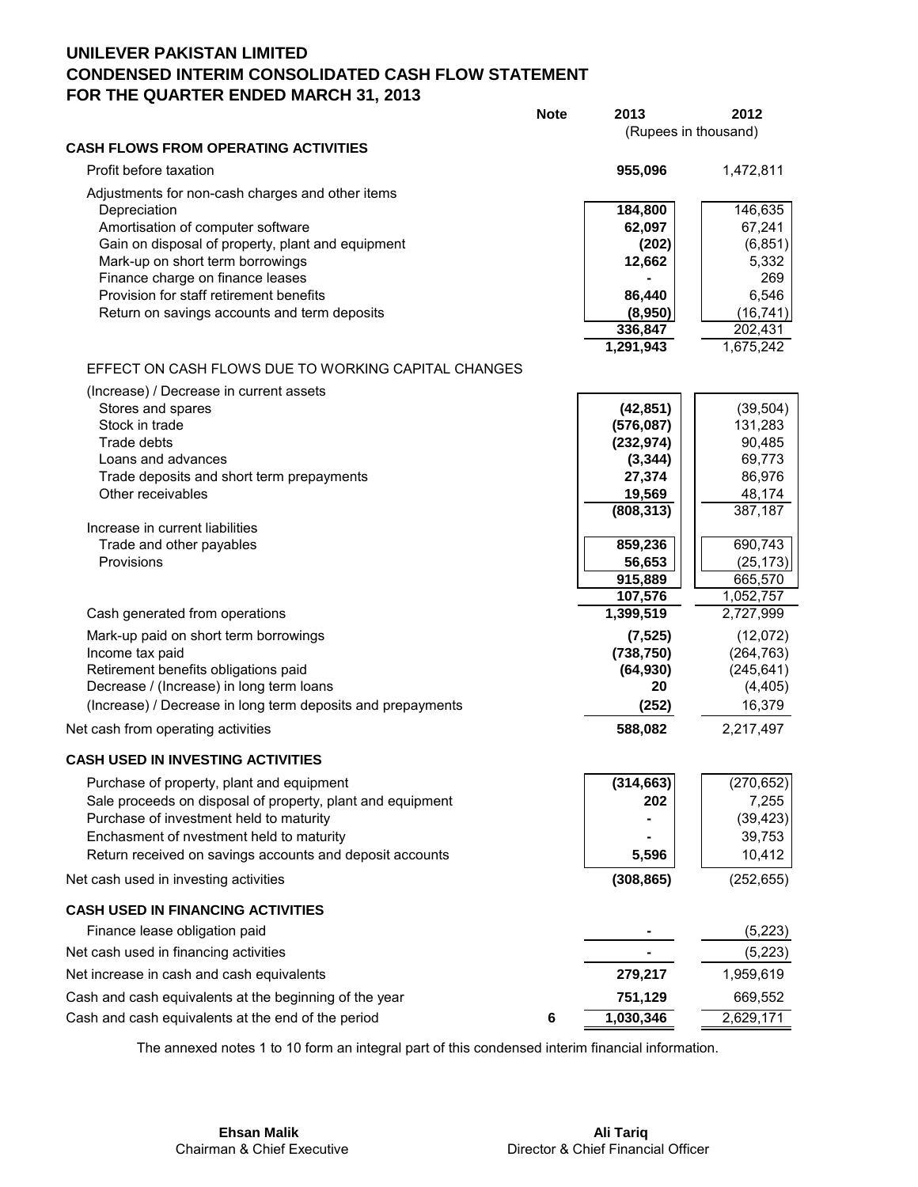# UNILEVER PAKISTAN LIMITED
# CONDENSED INTERIM CONSOLIDATED CASH FLOW STATEMENT
# FOR THE QUARTER ENDED MARCH 31, 2013

| | Note | 2013 | 2012 |
|---|---|---|---|
| | | (Rupees in thousand) | |
| **CASH FLOWS FROM OPERATING ACTIVITIES** | | | |
| Profit before taxation | | **955,096** | 1,472,811 |
| Adjustments for non-cash charges and other items | | | |
| Depreciation | | **184,800** | 146,635 |
| Amortisation of computer software | | **62,097** | 67,241 |
| Gain on disposal of property, plant and equipment | | **(202)** | (6,851) |
| Mark-up on short term borrowings | | **12,662** | 5,332 |
| Finance charge on finance leases | | **-** | 269 |
| Provision for staff retirement benefits | | **86,440** | 6,546 |
| Return on savings accounts and term deposits | | **(8,950)** | (16,741) |
| | | **336,847** | 202,431 |
| | | **1,291,943** | 1,675,242 |
| EFFECT ON CASH FLOWS DUE TO WORKING CAPITAL CHANGES | | | |
| (Increase) / Decrease in current assets | | | |
| Stores and spares | | **(42,851)** | (39,504) |
| Stock in trade | | **(576,087)** | 131,283 |
| Trade debts | | **(232,974)** | 90,485 |
| Loans and advances | | **(3,344)** | 69,773 |
| Trade deposits and short term prepayments | | **27,374** | 86,976 |
| Other receivables | | **19,569** | 48,174 |
| | | **(808,313)** | 387,187 |
| Increase in current liabilities | | | |
| Trade and other payables | | **859,236** | 690,743 |
| Provisions | | **56,653** | (25,173) |
| | | **915,889** | 665,570 |
| | | **107,576** | 1,052,757 |
| Cash generated from operations | | **1,399,519** | 2,727,999 |
| Mark-up paid on short term borrowings | | **(7,525)** | (12,072) |
| Income tax paid | | **(738,750)** | (264,763) |
| Retirement benefits obligations paid | | **(64,930)** | (245,641) |
| Decrease / (Increase) in long term loans | | **20** | (4,405) |
| (Increase) / Decrease in long term deposits and prepayments | | **(252)** | 16,379 |
| Net cash from operating activities | | **588,082** | 2,217,497 |
| **CASH USED IN INVESTING ACTIVITIES** | | | |
| Purchase of property, plant and equipment | | **(314,663)** | (270,652) |
| Sale proceeds on disposal of property, plant and equipment | | **202** | 7,255 |
| Purchase of investment held to maturity | | **-** | (39,423) |
| Enchasment of nvestment held to maturity | | **-** | 39,753 |
| Return received on savings accounts and deposit accounts | | **5,596** | 10,412 |
| Net cash used in investing activities | | **(308,865)** | (252,655) |
| **CASH USED IN FINANCING ACTIVITIES** | | | |
| Finance lease obligation paid | | **-** | (5,223) |
| Net cash used in financing activities | | **-** | (5,223) |
| Net increase in cash and cash equivalents | | **279,217** | 1,959,619 |
| Cash and cash equivalents at the beginning of the year | | **751,129** | 669,552 |
| Cash and cash equivalents at the end of the period | 6 | **1,030,346** | 2,629,171 |

The annexed notes 1 to 10 form an integral part of this condensed interim financial information.

**Ehsan Malik**
Chairman & Chief Executive

**Ali Tariq**
Director & Chief Financial Officer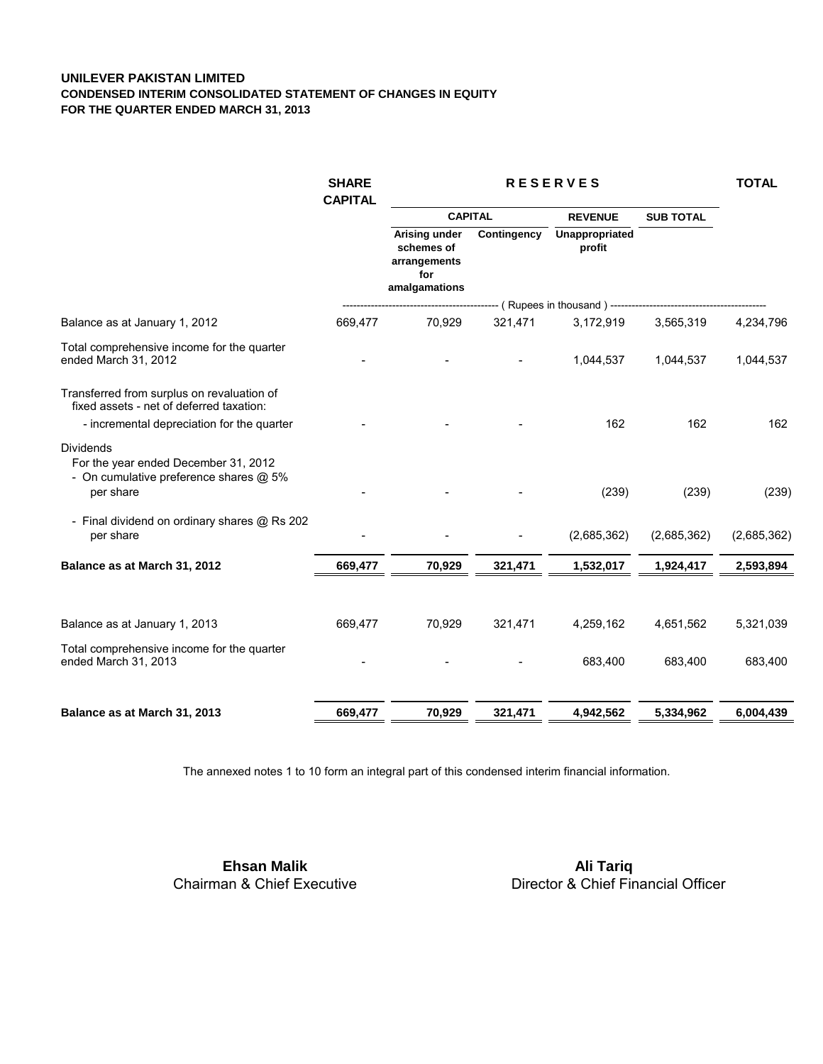**UNILEVER PAKISTAN LIMITED**
**CONDENSED INTERIM CONSOLIDATED STATEMENT OF CHANGES IN EQUITY**
**FOR THE QUARTER ENDED MARCH 31, 2013**

| | SHARE CAPITAL | RESERVES | | | | TOTAL |
|---|---|---|---|---|---|---|
| | | CAPITAL | | REVENUE | SUB TOTAL | |
| | | Arising under schemes of arrangements for amalgamations | Contingency | Unappropriated profit | | |
| | ( Rupees in thousand ) | | | | | |
| Balance as at January 1, 2012 | 669,477 | 70,929 | 321,471 | 3,172,919 | 3,565,319 | 4,234,796 |
| Total comprehensive income for the quarter ended March 31, 2012 | - | - | - | 1,044,537 | 1,044,537 | 1,044,537 |
| Transferred from surplus on revaluation of fixed assets - net of deferred taxation: | | | | | | |
| - incremental depreciation for the quarter | - | - | - | 162 | 162 | 162 |
| Dividends | | | | | | |
| For the year ended December 31, 2012 | | | | | | |
| - On cumulative preference shares @ 5% per share | - | - | - | (239) | (239) | (239) |
| - Final dividend on ordinary shares @ Rs 202 per share | - | - | - | (2,685,362) | (2,685,362) | (2,685,362) |
| **Balance as at March 31, 2012** | **669,477** | **70,929** | **321,471** | **1,532,017** | **1,924,417** | **2,593,894** |
| Balance as at January 1, 2013 | 669,477 | 70,929 | 321,471 | 4,259,162 | 4,651,562 | 5,321,039 |
| Total comprehensive income for the quarter ended March 31, 2013 | - | - | - | 683,400 | 683,400 | 683,400 |
| **Balance as at March 31, 2013** | **669,477** | **70,929** | **321,471** | **4,942,562** | **5,334,962** | **6,004,439** |

The annexed notes 1 to 10 form an integral part of this condensed interim financial information.

**Ehsan Malik**
Chairman & Chief Executive

**Ali Tariq**
Director & Chief Financial Officer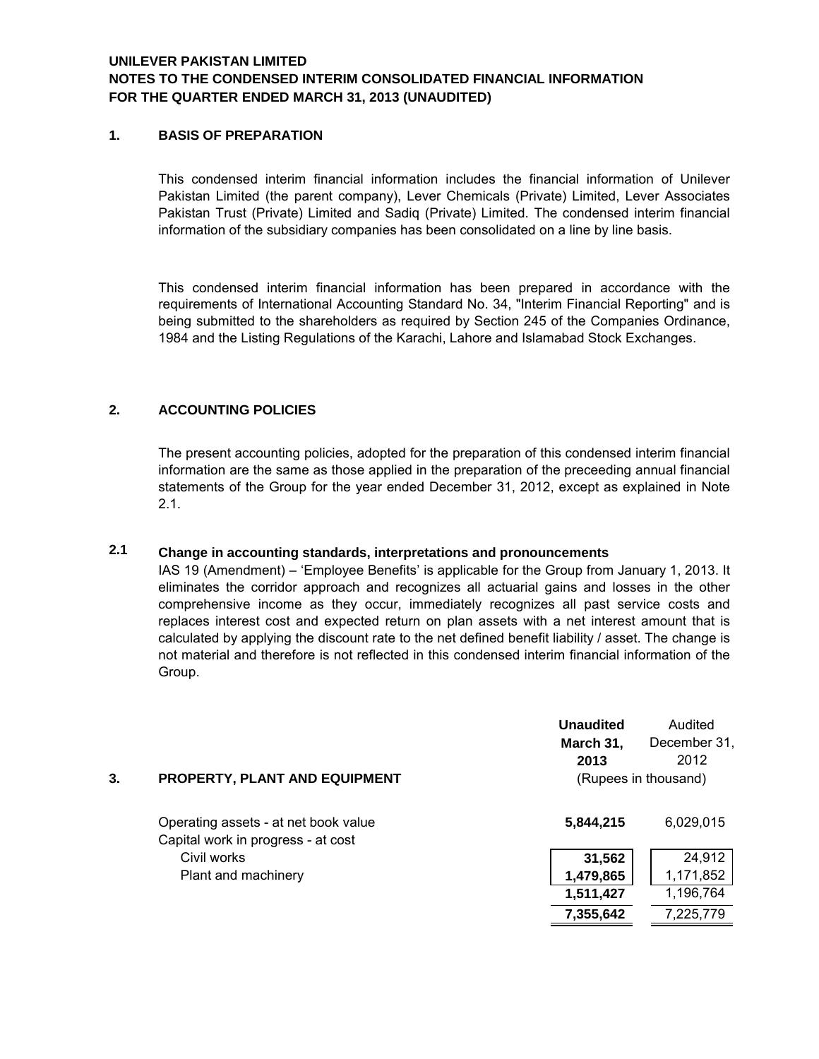**UNILEVER PAKISTAN LIMITED**
**NOTES TO THE CONDENSED INTERIM CONSOLIDATED FINANCIAL INFORMATION**
**FOR THE QUARTER ENDED MARCH 31, 2013 (UNAUDITED)**

## 1. BASIS OF PREPARATION

This condensed interim financial information includes the financial information of Unilever Pakistan Limited (the parent company), Lever Chemicals (Private) Limited, Lever Associates Pakistan Trust (Private) Limited and Sadiq (Private) Limited. The condensed interim financial information of the subsidiary companies has been consolidated on a line by line basis.

This condensed interim financial information has been prepared in accordance with the requirements of International Accounting Standard No. 34, "Interim Financial Reporting" and is being submitted to the shareholders as required by Section 245 of the Companies Ordinance, 1984 and the Listing Regulations of the Karachi, Lahore and Islamabad Stock Exchanges.

## 2. ACCOUNTING POLICIES

The present accounting policies, adopted for the preparation of this condensed interim financial information are the same as those applied in the preparation of the preceeding annual financial statements of the Group for the year ended December 31, 2012, except as explained in Note 2.1.

### 2.1 Change in accounting standards, interpretations and pronouncements

IAS 19 (Amendment) – 'Employee Benefits' is applicable for the Group from January 1, 2013. It eliminates the corridor approach and recognizes all actuarial gains and losses in the other comprehensive income as they occur, immediately recognizes all past service costs and replaces interest cost and expected return on plan assets with a net interest amount that is calculated by applying the discount rate to the net defined benefit liability / asset. The change is not material and therefore is not reflected in this condensed interim financial information of the Group.

## 3. PROPERTY, PLANT AND EQUIPMENT

| | **Unaudited March 31, 2013** | Audited December 31, 2012 |
|---|---|---|
| | (Rupees in thousand) | |
| Operating assets - at net book value | **5,844,215** | 6,029,015 |
| Capital work in progress - at cost | | |
| Civil works | **31,562** | 24,912 |
| Plant and machinery | **1,479,865** | 1,171,852 |
| | **1,511,427** | 1,196,764 |
| | **7,355,642** | 7,225,779 |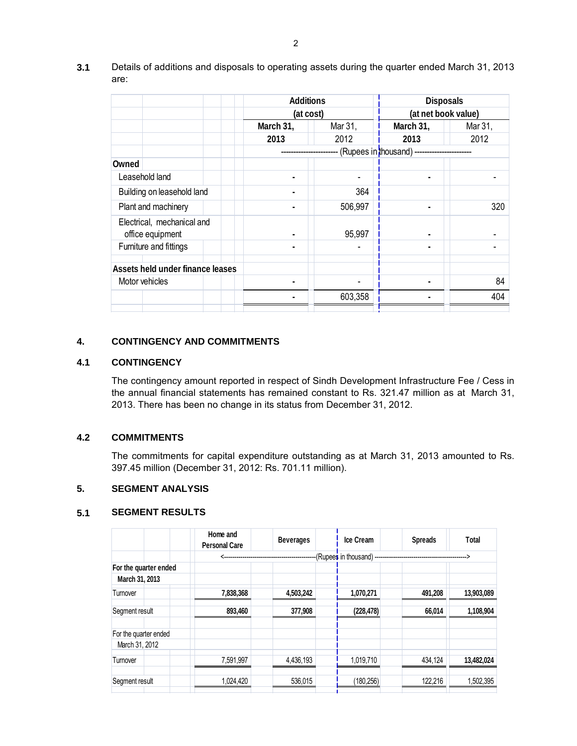**3.1** Details of additions and disposals to operating assets during the quarter ended March 31, 2013 are:

| | Additions (at cost) | | Disposals (at net book value) | |
|---|---|---|---|---|
| | **March 31, 2013** | Mar 31, 2012 | **March 31, 2013** | Mar 31, 2012 |
| | ----- (Rupees in thousand) ----- | | | |
| **Owned** | | | | |
| Leasehold land | - | - | - | - |
| Building on leasehold land | - | 364 | | |
| Plant and machinery | - | 506,997 | - | 320 |
| Electrical, mechanical and office equipment | - | 95,997 | - | - |
| Furniture and fittings | - | - | - | - |
| **Assets held under finance leases** | | | | |
| Motor vehicles | - | - | - | 84 |
| | - | 603,358 | - | 404 |

## 4. CONTINGENCY AND COMMITMENTS

### 4.1 CONTINGENCY

The contingency amount reported in respect of Sindh Development Infrastructure Fee / Cess in the annual financial statements has remained constant to Rs. 321.47 million as at March 31, 2013. There has been no change in its status from December 31, 2012.

### 4.2 COMMITMENTS

The commitments for capital expenditure outstanding as at March 31, 2013 amounted to Rs. 397.45 million (December 31, 2012: Rs. 701.11 million).

## 5. SEGMENT ANALYSIS

### 5.1 SEGMENT RESULTS

| | Home and Personal Care | Beverages | Ice Cream | Spreads | Total |
|---|---|---|---|---|---|
| | <----- (Rupees in thousand) -----> | | | | |
| **For the quarter ended March 31, 2013** | | | | | |
| Turnover | **7,838,368** | **4,503,242** | **1,070,271** | **491,208** | **13,903,089** |
| Segment result | **893,460** | **377,908** | **(228,478)** | **66,014** | **1,108,904** |
| For the quarter ended March 31, 2012 | | | | | |
| Turnover | 7,591,997 | 4,436,193 | 1,019,710 | 434,124 | **13,482,024** |
| Segment result | 1,024,420 | 536,015 | (180,256) | 122,216 | 1,502,395 |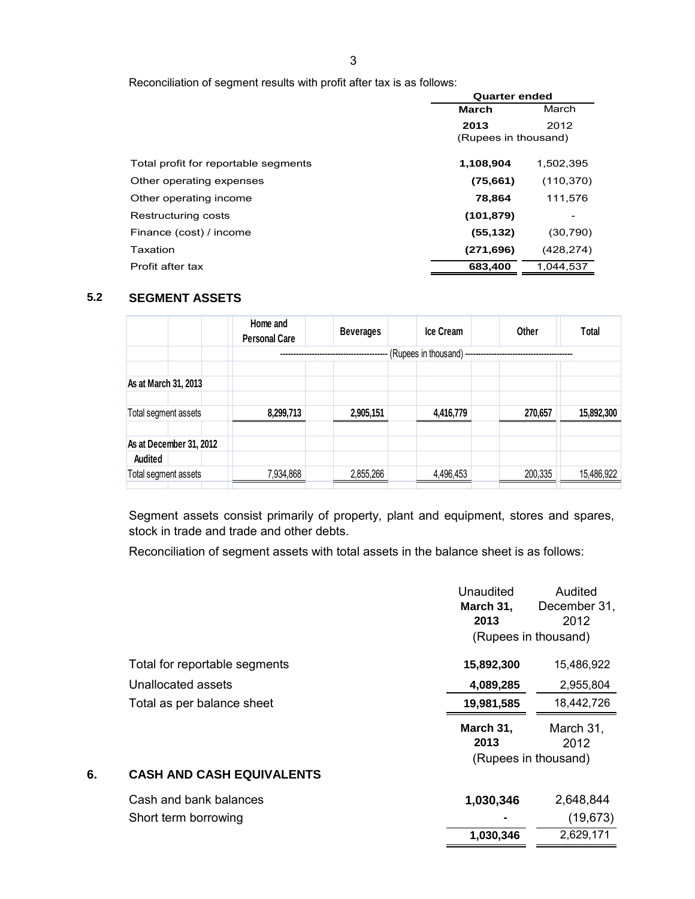Reconciliation of segment results with profit after tax is as follows:

| | Quarter ended | |
|---|---|---|
| | **March 2013** | March 2012 |
| | (Rupees in thousand) | |
| Total profit for reportable segments | **1,108,904** | 1,502,395 |
| Other operating expenses | **(75,661)** | (110,370) |
| Other operating income | **78,864** | 111,576 |
| Restructuring costs | **(101,879)** | - |
| Finance (cost) / income | **(55,132)** | (30,790) |
| Taxation | **(271,696)** | (428,274) |
| Profit after tax | **683,400** | 1,044,537 |

## 5.2 SEGMENT ASSETS

| | Home and Personal Care | Beverages | Ice Cream | Other | Total |
|---|---|---|---|---|---|
| | (Rupees in thousand) | | | | |
| **As at March 31, 2013** | | | | | |
| Total segment assets | **8,299,713** | **2,905,151** | **4,416,779** | **270,657** | **15,892,300** |
| **As at December 31, 2012 Audited** | | | | | |
| Total segment assets | 7,934,868 | 2,855,266 | 4,496,453 | 200,335 | 15,486,922 |

Segment assets consist primarily of property, plant and equipment, stores and spares, stock in trade and trade and other debts.

Reconciliation of segment assets with total assets in the balance sheet is as follows:

| | Unaudited **March 31, 2013** | Audited December 31, 2012 |
|---|---|---|
| | (Rupees in thousand) | |
| Total for reportable segments | **15,892,300** | 15,486,922 |
| Unallocated assets | **4,089,285** | 2,955,804 |
| Total as per balance sheet | **19,981,585** | 18,442,726 |

## 6. CASH AND CASH EQUIVALENTS

| | **March 31, 2013** | March 31, 2012 |
|---|---|---|
| | (Rupees in thousand) | |
| Cash and bank balances | **1,030,346** | 2,648,844 |
| Short term borrowing | **-** | (19,673) |
| | **1,030,346** | 2,629,171 |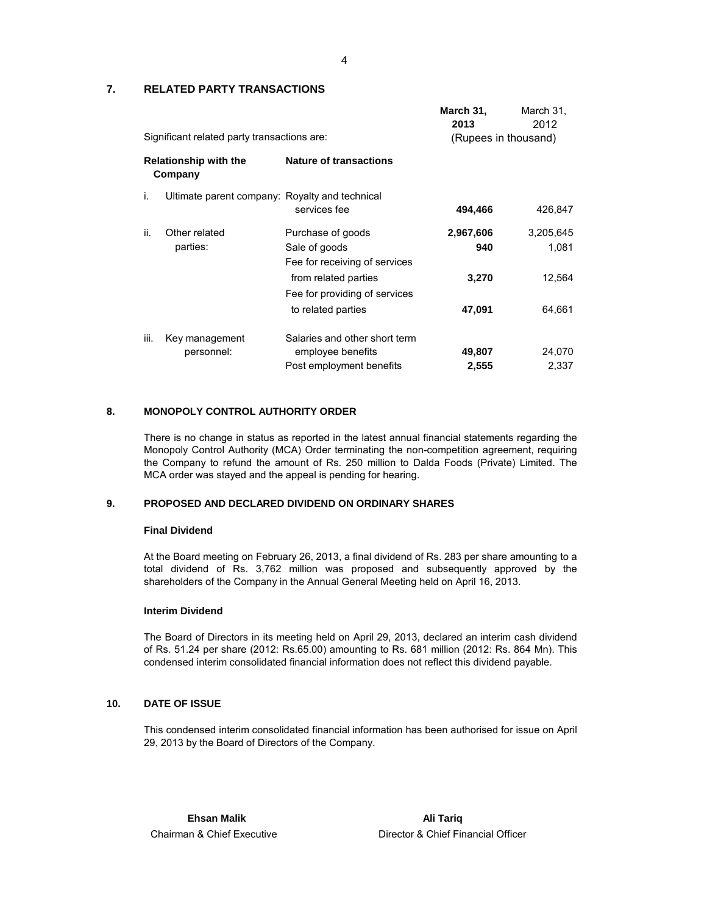## 7. RELATED PARTY TRANSACTIONS

Significant related party transactions are:

| Relationship with the Company | Nature of transactions | March 31, 2013 | March 31, 2012 |
|---|---|---|---|
| | | (Rupees in thousand) | |
| i. Ultimate parent company: | Royalty and technical services fee | **494,466** | 426,847 |
| ii. Other related parties: | Purchase of goods | **2,967,606** | 3,205,645 |
| | Sale of goods | **940** | 1,081 |
| | Fee for receiving of services from related parties | **3,270** | 12,564 |
| | Fee for providing of services to related parties | **47,091** | 64,661 |
| iii. Key management personnel: | Salaries and other short term employee benefits | **49,807** | 24,070 |
| | Post employment benefits | **2,555** | 2,337 |

## 8. MONOPOLY CONTROL AUTHORITY ORDER

There is no change in status as reported in the latest annual financial statements regarding the Monopoly Control Authority (MCA) Order terminating the non-competition agreement, requiring the Company to refund the amount of Rs. 250 million to Dalda Foods (Private) Limited. The MCA order was stayed and the appeal is pending for hearing.

## 9. PROPOSED AND DECLARED DIVIDEND ON ORDINARY SHARES

### Final Dividend

At the Board meeting on February 26, 2013, a final dividend of Rs. 283 per share amounting to a total dividend of Rs. 3,762 million was proposed and subsequently approved by the shareholders of the Company in the Annual General Meeting held on April 16, 2013.

### Interim Dividend

The Board of Directors in its meeting held on April 29, 2013, declared an interim cash dividend of Rs. 51.24 per share (2012: Rs.65.00) amounting to Rs. 681 million (2012: Rs. 864 Mn). This condensed interim consolidated financial information does not reflect this dividend payable.

## 10. DATE OF ISSUE

This condensed interim consolidated financial information has been authorised for issue on April 29, 2013 by the Board of Directors of the Company.

**Ehsan Malik**
Chairman & Chief Executive

**Ali Tariq**
Director & Chief Financial Officer